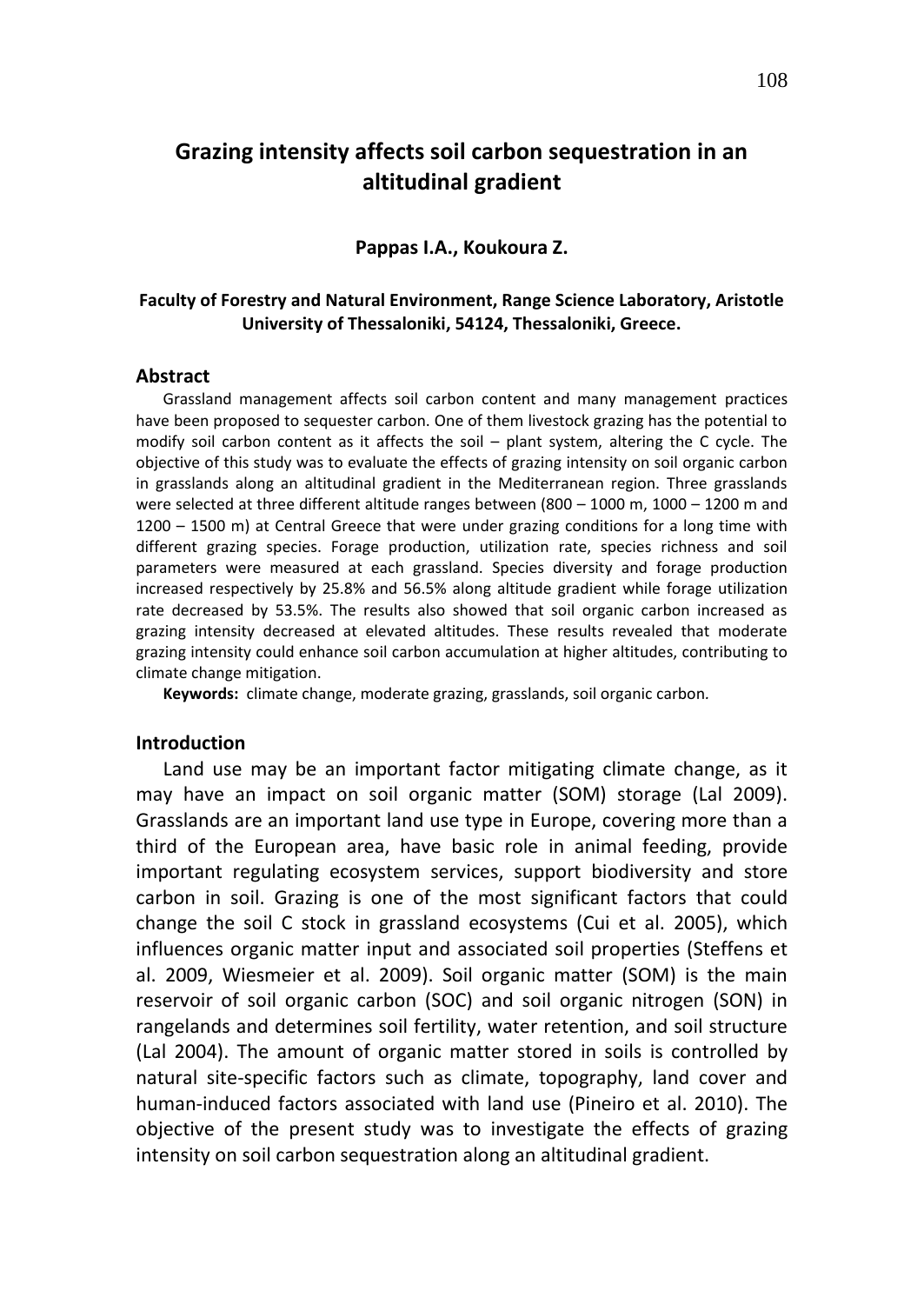# Grazing intensity affects soil carbon sequestration in an altitudinal gradient

**Pappas I.A., Koukoura Z.**

**Faculty of Forestry and Natural Environment, Range Science Laboratory, Aristotle University of Thessaloniki, 54124, Thessaloniki, Greece.**

## Abstract

Grassland management affects soil carbon content and many management practices have been proposed to sequester carbon. One of them livestock grazing has the potential to modify soil carbon content as it affects the soil – plant system, altering the C cycle. The objective of this study was to evaluate the effects of grazing intensity on soil organic carbon in grasslands along an altitudinal gradient in the Mediterranean region. Three grasslands were selected at three different altitude ranges between (800 – 1000 m, 1000 – 1200 m and 1200 – 1500 m) at Central Greece that were under grazing conditions for a long time with different grazing species. Forage production, utilization rate, species richness and soil parameters were measured at each grassland. Species diversity and forage production increased respectively by 25.8% and 56.5% along altitude gradient while forage utilization rate decreased by 53.5%. The results also showed that soil organic carbon increased as grazing intensity decreased at elevated altitudes. These results revealed that moderate grazing intensity could enhance soil carbon accumulation at higher altitudes, contributing to climate change mitigation.

**Keywords:** climate change, moderate grazing, grasslands, soil organic carbon.

## Introduction

Land use may be an important factor mitigating climate change, as it may have an impact on soil organic matter (SOM) storage (Lal 2009). Grasslands are an important land use type in Europe, covering more than a third of the European area, have basic role in animal feeding, provide important regulating ecosystem services, support biodiversity and store carbon in soil. Grazing is one of the most significant factors that could change the soil C stock in grassland ecosystems (Cui et al. 2005), which influences organic matter input and associated soil properties (Steffens et al. 2009, Wiesmeier et al. 2009). Soil organic matter (SOM) is the main reservoir of soil organic carbon (SOC) and soil organic nitrogen (SON) in rangelands and determines soil fertility, water retention, and soil structure (Lal 2004). The amount of organic matter stored in soils is controlled by natural site-specific factors such as climate, topography, land cover and human-induced factors associated with land use (Pineiro et al. 2010). The objective of the present study was to investigate the effects of grazing intensity on soil carbon sequestration along an altitudinal gradient.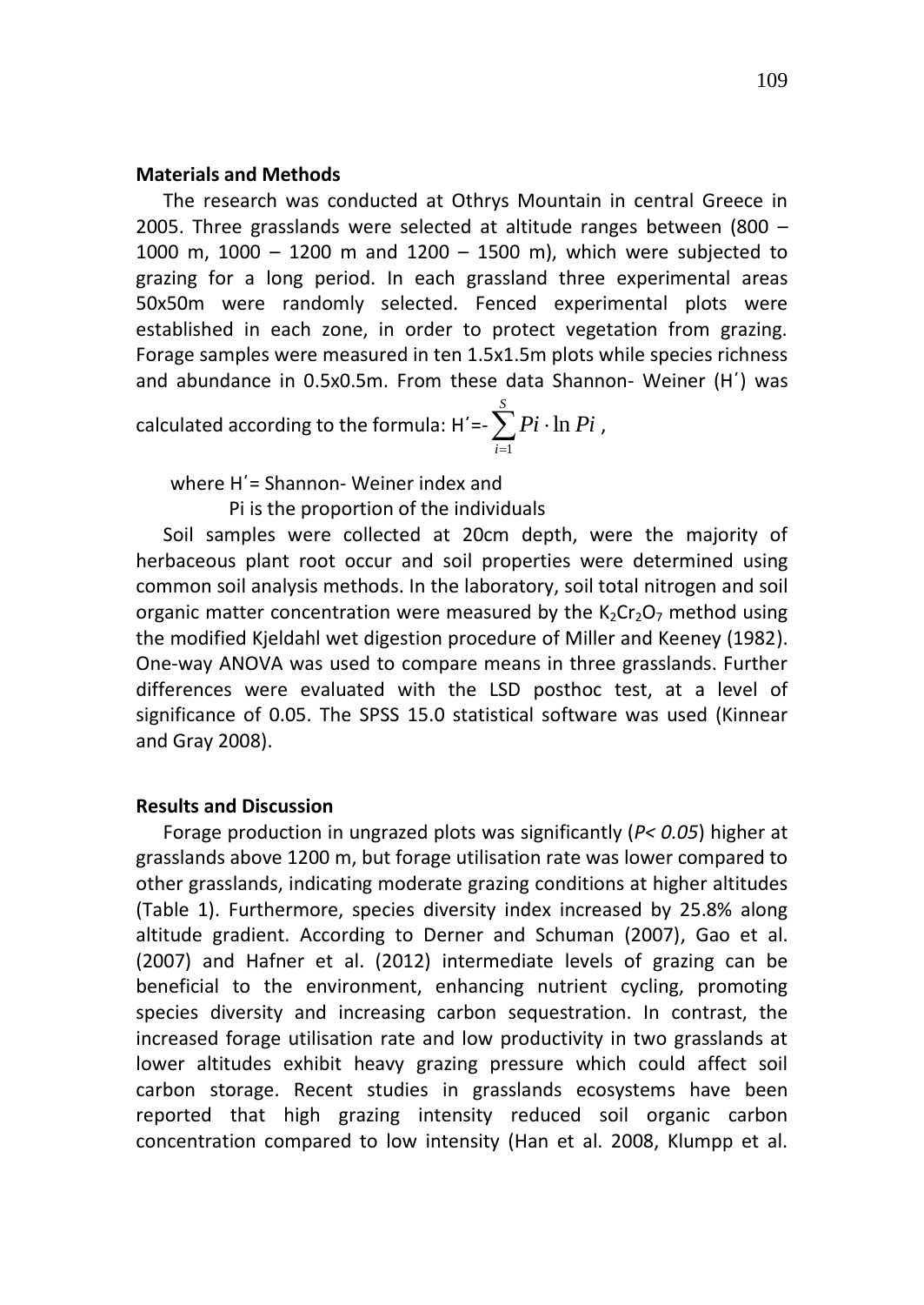## Materials and Methods

The research was conducted at Othrys Mountain in central Greece in 2005. Three grasslands were selected at altitude ranges between (800 – 1000 m, 1000 – 1200 m and 1200 – 1500 m), which were subjected to grazing for a long period. In each grassland three experimental areas 50x50m were randomly selected. Fenced experimental plots were established in each zone, in order to protect vegetation from grazing. Forage samples were measured in ten 1.5x1.5m plots while species richness and abundance in 0.5x0.5m. From these data Shannon- Weiner (H΄) was calculated according to the formula: $H' = -\sum_{i=1}^{S} Pi \cdot \ln Pi$,

where H΄= Shannon- Weiner index and

Pi is the proportion of the individuals

Soil samples were collected at 20cm depth, were the majority of herbaceous plant root occur and soil properties were determined using common soil analysis methods. In the laboratory, soil total nitrogen and soil organic matter concentration were measured by the $K_2Cr_2O_7$ method using the modified Kjeldahl wet digestion procedure of Miller and Keeney (1982). One-way ANOVA was used to compare means in three grasslands. Further differences were evaluated with the LSD posthoc test, at a level of significance of 0.05. The SPSS 15.0 statistical software was used (Kinnear and Gray 2008).

## Results and Discussion

Forage production in ungrazed plots was significantly (*P< 0.05*) higher at grasslands above 1200 m, but forage utilisation rate was lower compared to other grasslands, indicating moderate grazing conditions at higher altitudes (Table 1). Furthermore, species diversity index increased by 25.8% along altitude gradient. According to Derner and Schuman (2007), Gao et al. (2007) and Hafner et al. (2012) intermediate levels of grazing can be beneficial to the environment, enhancing nutrient cycling, promoting species diversity and increasing carbon sequestration. In contrast, the increased forage utilisation rate and low productivity in two grasslands at lower altitudes exhibit heavy grazing pressure which could affect soil carbon storage. Recent studies in grasslands ecosystems have been reported that high grazing intensity reduced soil organic carbon concentration compared to low intensity (Han et al. 2008, Klumpp et al.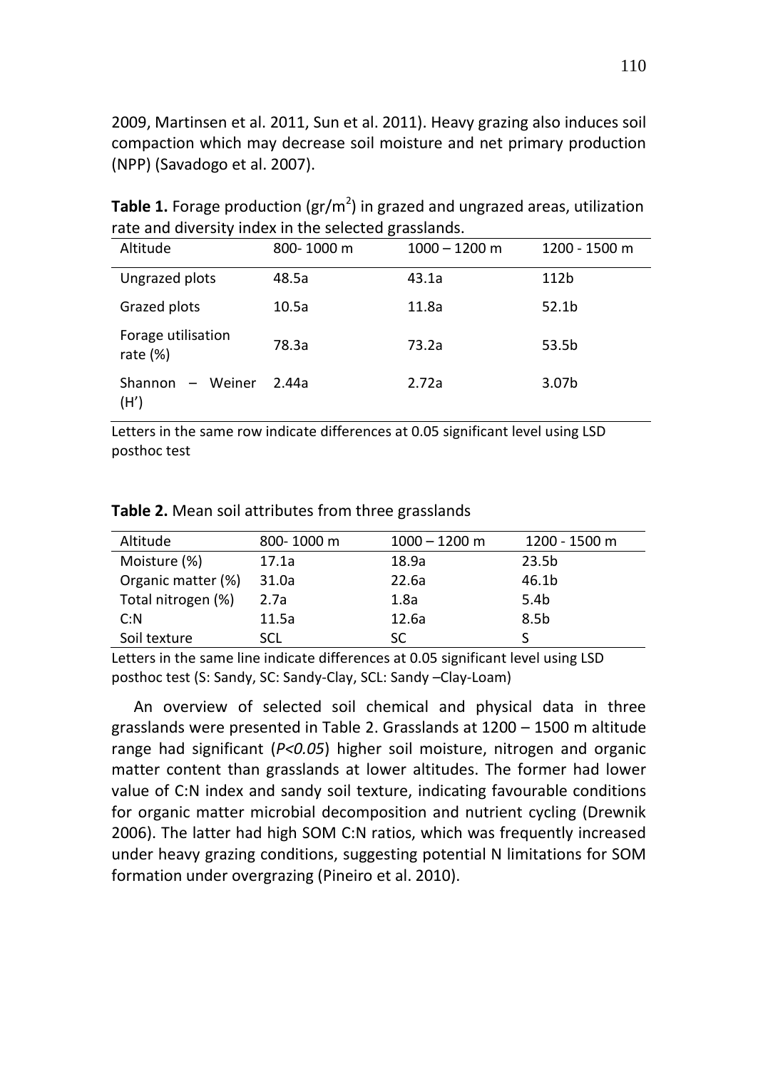2009, Martinsen et al. 2011, Sun et al. 2011). Heavy grazing also induces soil compaction which may decrease soil moisture and net primary production (NPP) (Savadogo et al. 2007).

**Table 1.** Forage production (gr/$m^2$) in grazed and ungrazed areas, utilization rate and diversity index in the selected grasslands.

| Altitude | 800- 1000 m | 1000 – 1200 m | 1200 - 1500 m |
|---|---|---|---|
| Ungrazed plots | 48.5a | 43.1a | 112b |
| Grazed plots | 10.5a | 11.8a | 52.1b |
| Forage utilisation rate (%) | 78.3a | 73.2a | 53.5b |
| Shannon – Weiner (H') | 2.44a | 2.72a | 3.07b |

Letters in the same row indicate differences at 0.05 significant level using LSD posthoc test

**Table 2.** Mean soil attributes from three grasslands

| Altitude | 800- 1000 m | 1000 – 1200 m | 1200 - 1500 m |
|---|---|---|---|
| Moisture (%) | 17.1a | 18.9a | 23.5b |
| Organic matter (%) | 31.0a | 22.6a | 46.1b |
| Total nitrogen (%) | 2.7a | 1.8a | 5.4b |
| C:N | 11.5a | 12.6a | 8.5b |
| Soil texture | SCL | SC | S |

Letters in the same line indicate differences at 0.05 significant level using LSD posthoc test (S: Sandy, SC: Sandy-Clay, SCL: Sandy –Clay-Loam)

An overview of selected soil chemical and physical data in three grasslands were presented in Table 2. Grasslands at 1200 – 1500 m altitude range had significant (*$P<0.05$*) higher soil moisture, nitrogen and organic matter content than grasslands at lower altitudes. The former had lower value of C:N index and sandy soil texture, indicating favourable conditions for organic matter microbial decomposition and nutrient cycling (Drewnik 2006). The latter had high SOM C:N ratios, which was frequently increased under heavy grazing conditions, suggesting potential N limitations for SOM formation under overgrazing (Pineiro et al. 2010).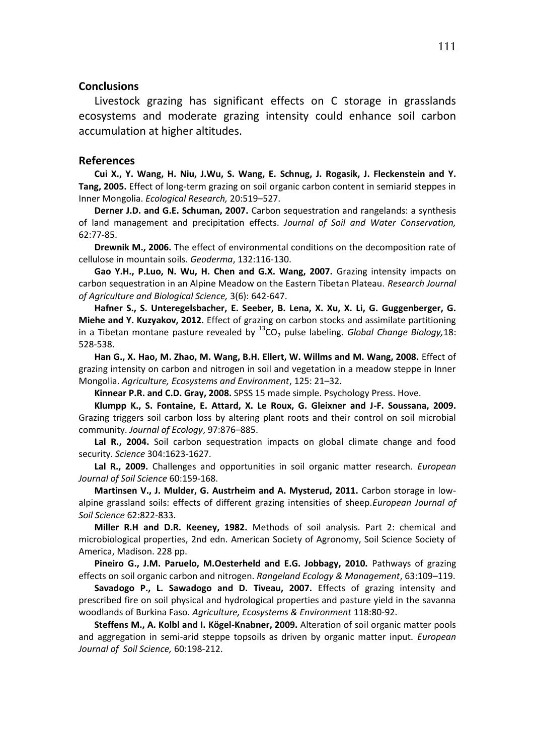## Conclusions

Livestock grazing has significant effects on C storage in grasslands ecosystems and moderate grazing intensity could enhance soil carbon accumulation at higher altitudes.

## References

**Cui X., Y. Wang, H. Niu, J.Wu, S. Wang, E. Schnug, J. Rogasik, J. Fleckenstein and Y. Tang, 2005.** Effect of long-term grazing on soil organic carbon content in semiarid steppes in Inner Mongolia. *Ecological Research,* 20:519–527.

**Derner J.D. and G.E. Schuman, 2007.** Carbon sequestration and rangelands: a synthesis of land management and precipitation effects. *Journal of Soil and Water Conservation,* 62:77-85.

**Drewnik M., 2006.** The effect of environmental conditions on the decomposition rate of cellulose in mountain soils*. Geoderma*, 132:116-130.

**Gao Y.H., P.Luo, N. Wu, H. Chen and G.X. Wang, 2007.** Grazing intensity impacts on carbon sequestration in an Alpine Meadow on the Eastern Tibetan Plateau. *Research Journal of Agriculture and Biological Science,* 3(6): 642-647.

**Hafner S., S. Unteregelsbacher, E. Seeber, B. Lena, X. Xu, X. Li, G. Guggenberger, G. Miehe and Y. Kuzyakov, 2012.** Effect of grazing on carbon stocks and assimilate partitioning in a Tibetan montane pasture revealed by $^{13}CO_2$ pulse labeling. *Global Change Biology,*18: 528-538.

**Han G., X. Hao, M. Zhao, M. Wang, B.H. Ellert, W. Willms and M. Wang, 2008.** Effect of grazing intensity on carbon and nitrogen in soil and vegetation in a meadow steppe in Inner Mongolia. *Agriculture, Ecosystems and Environment*, 125: 21–32.

**Kinnear P.R. and C.D. Gray, 2008.** SPSS 15 made simple. Psychology Press. Hove.

**Klumpp K., S. Fontaine, E. Attard, X. Le Roux, G. Gleixner and J-F. Soussana, 2009.** Grazing triggers soil carbon loss by altering plant roots and their control on soil microbial community. *Journal of Ecology*, 97:876–885.

**Lal R., 2004.** Soil carbon sequestration impacts on global climate change and food security. *Science* 304:1623-1627.

**Lal R., 2009.** Challenges and opportunities in soil organic matter research. *European Journal of Soil Science* 60:159-168.

**Martinsen V., J. Mulder, G. Austrheim and A. Mysterud, 2011.** Carbon storage in low-alpine grassland soils: effects of different grazing intensities of sheep.*European Journal of Soil Science* 62:822-833.

**Miller R.H and D.R. Keeney, 1982.** Methods of soil analysis. Part 2: chemical and microbiological properties, 2nd edn. American Society of Agronomy, Soil Science Society of America, Madison. 228 pp.

**Pineiro G., J.M. Paruelo, M.Oesterheld and E.G. Jobbagy, 2010.** Pathways of grazing effects on soil organic carbon and nitrogen. *Rangeland Ecology & Management*, 63:109–119.

**Savadogo P., L. Sawadogo and D. Tiveau, 2007.** Effects of grazing intensity and prescribed fire on soil physical and hydrological properties and pasture yield in the savanna woodlands of Burkina Faso. *Agriculture, Ecosystems & Environment* 118:80-92.

**Steffens M., A. Kolbl and I. Kögel-Knabner, 2009.** Alteration of soil organic matter pools and aggregation in semi-arid steppe topsoils as driven by organic matter input. *European Journal of Soil Science,* 60:198-212.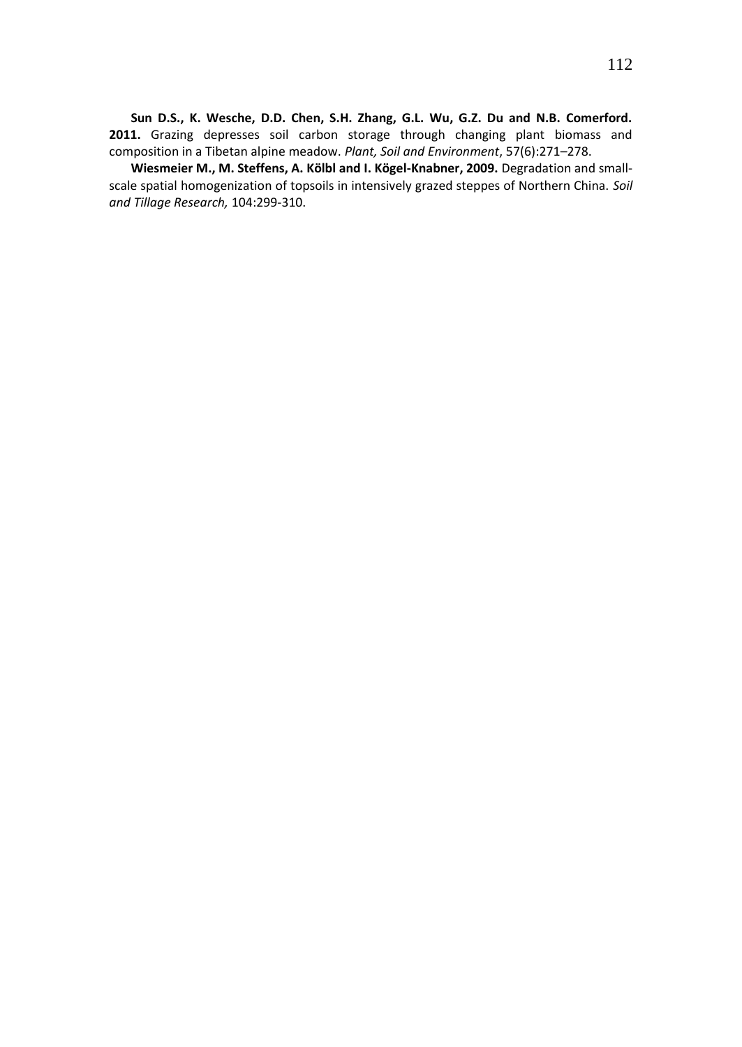**Sun D.S., K. Wesche, D.D. Chen, S.H. Zhang, G.L. Wu, G.Z. Du and N.B. Comerford. 2011.** Grazing depresses soil carbon storage through changing plant biomass and composition in a Tibetan alpine meadow. *Plant, Soil and Environment*, 57(6):271–278.

**Wiesmeier M., M. Steffens, A. Kölbl and I. Kögel-Knabner, 2009.** Degradation and small-scale spatial homogenization of topsoils in intensively grazed steppes of Northern China. *Soil and Tillage Research,* 104:299-310.